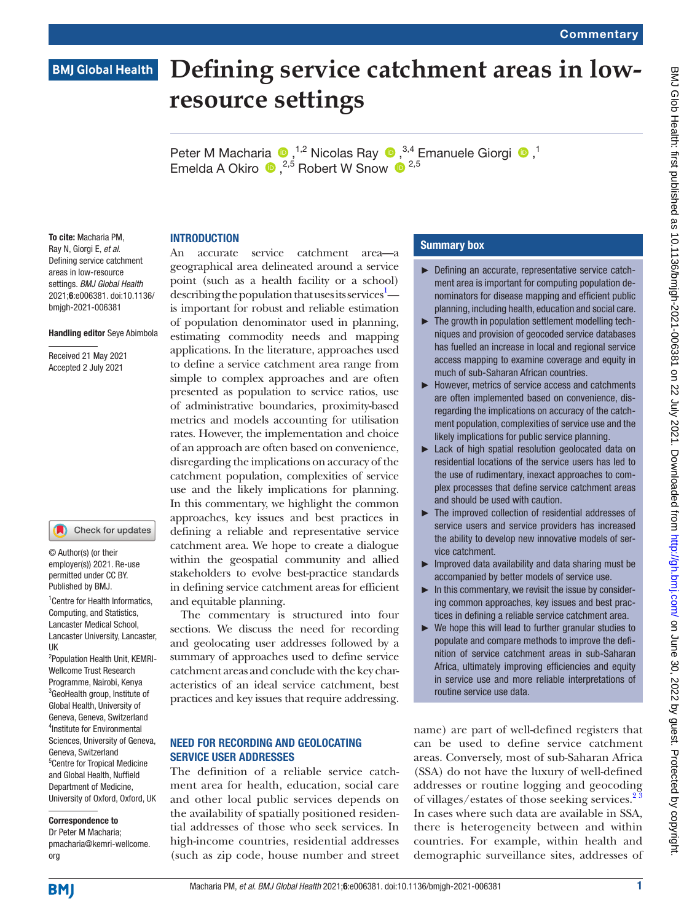Commentary

BMJ Global Health

# Defining service catchment areas in low-resource settings

Peter M Macharia,[1,2] Nicolas Ray,[3,4] Emanuele Giorgi,[1] Emelda A Okiro,[2,5] Robert W Snow[2,5]

**To cite:** Macharia PM, Ray N, Giorgi E, *et al*. Defining service catchment areas in low-resource settings. *BMJ Global Health* 2021;**6**:e006381. doi:10.1136/bmjgh-2021-006381

**Handling editor** Seye Abimbola

Received 21 May 2021
Accepted 2 July 2021

© Author(s) (or their employer(s)) 2021. Re-use permitted under CC BY. Published by BMJ.

[1]Centre for Health Informatics, Computing, and Statistics, Lancaster Medical School, Lancaster University, Lancaster, UK
[2]Population Health Unit, KEMRI-Wellcome Trust Research Programme, Nairobi, Kenya
[3]GeoHealth group, Institute of Global Health, University of Geneva, Geneva, Switzerland
[4]Institute for Environmental Sciences, University of Geneva, Geneva, Switzerland
[5]Centre for Tropical Medicine and Global Health, Nuffield Department of Medicine, University of Oxford, Oxford, UK

**Correspondence to**
Dr Peter M Macharia;
pmacharia@kemri-wellcome.org

## INTRODUCTION

An accurate service catchment area—a geographical area delineated around a service point (such as a health facility or a school) describing the population that uses its services[1]—is important for robust and reliable estimation of population denominator used in planning, estimating commodity needs and mapping applications. In the literature, approaches used to define a service catchment area range from simple to complex approaches and are often presented as population to service ratios, use of administrative boundaries, proximity-based metrics and models accounting for utilisation rates. However, the implementation and choice of an approach are often based on convenience, disregarding the implications on accuracy of the catchment population, complexities of service use and the likely implications for planning. In this commentary, we highlight the common approaches, key issues and best practices in defining a reliable and representative service catchment area. We hope to create a dialogue within the geospatial community and allied stakeholders to evolve best-practice standards in defining service catchment areas for efficient and equitable planning.

The commentary is structured into four sections. We discuss the need for recording and geolocating user addresses followed by a summary of approaches used to define service catchment areas and conclude with the key characteristics of an ideal service catchment, best practices and key issues that require addressing.

### Summary box

- Defining an accurate, representative service catchment area is important for computing population denominators for disease mapping and efficient public planning, including health, education and social care.
- The growth in population settlement modelling techniques and provision of geocoded service databases has fuelled an increase in local and regional service access mapping to examine coverage and equity in much of sub-Saharan African countries.
- However, metrics of service access and catchments are often implemented based on convenience, disregarding the implications on accuracy of the catchment population, complexities of service use and the likely implications for public service planning.
- Lack of high spatial resolution geolocated data on residential locations of the service users has led to the use of rudimentary, inexact approaches to complex processes that define service catchment areas and should be used with caution.
- The improved collection of residential addresses of service users and service providers has increased the ability to develop new innovative models of service catchment.
- Improved data availability and data sharing must be accompanied by better models of service use.
- In this commentary, we revisit the issue by considering common approaches, key issues and best practices in defining a reliable service catchment area.
- We hope this will lead to further granular studies to populate and compare methods to improve the definition of service catchment areas in sub-Saharan Africa, ultimately improving efficiencies and equity in service use and more reliable interpretations of routine service use data.

## NEED FOR RECORDING AND GEOLOCATING SERVICE USER ADDRESSES

The definition of a reliable service catchment area for health, education, social care and other local public services depends on the availability of spatially positioned residential addresses of those who seek services. In high-income countries, residential addresses (such as zip code, house number and street name) are part of well-defined registers that can be used to define service catchment areas. Conversely, most of sub-Saharan Africa (SSA) do not have the luxury of well-defined addresses or routine logging and geocoding of villages/estates of those seeking services.[2,3] In cases where such data are available in SSA, there is heterogeneity between and within countries. For example, within health and demographic surveillance sites, addresses of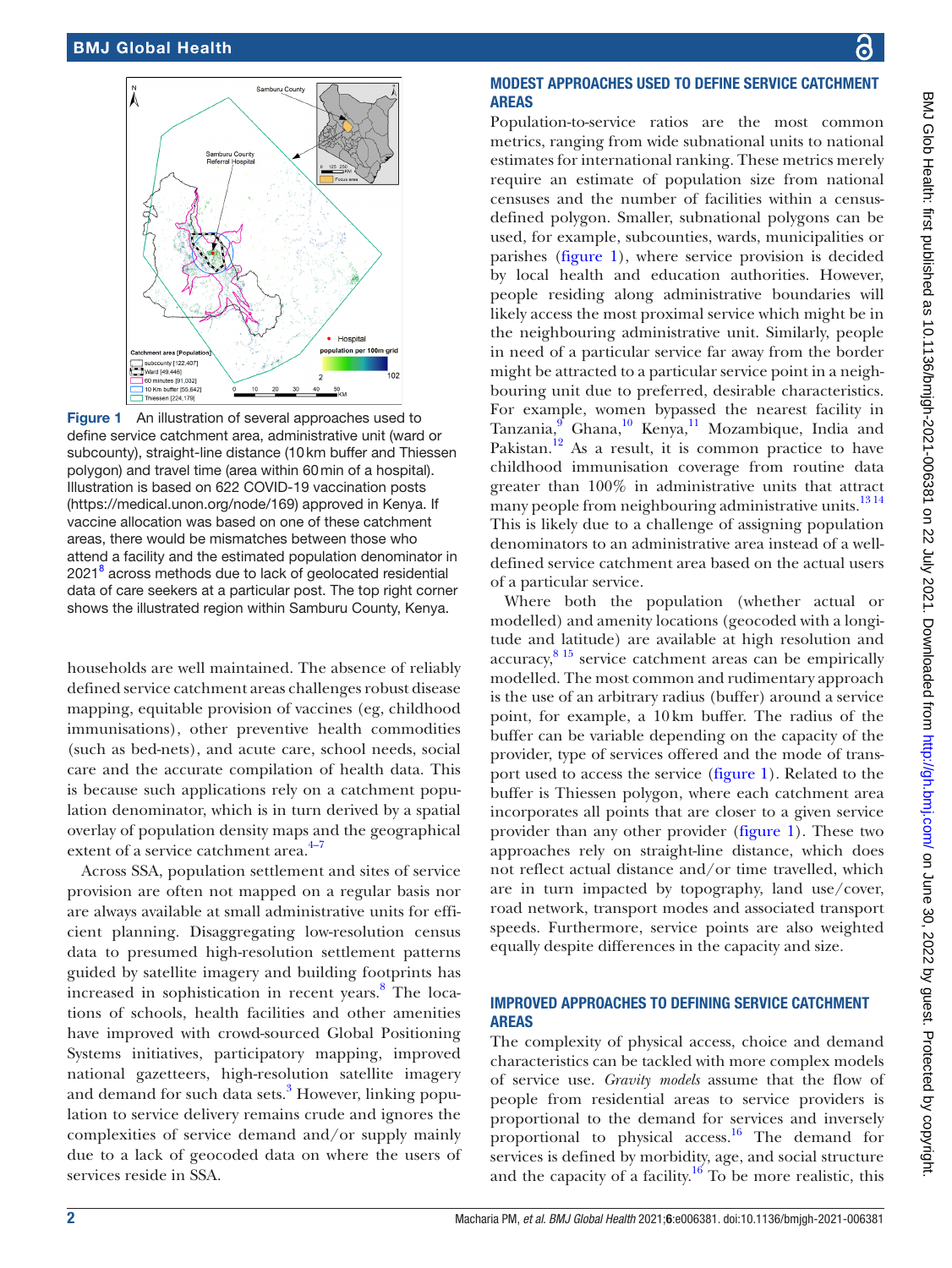Figure 1 An illustration of several approaches used to define service catchment area, administrative unit (ward or subcounty), straight-line distance (10 km buffer and Thiessen polygon) and travel time (area within 60 min of a hospital). Illustration is based on 622 COVID-19 vaccination posts (https://medical.unon.org/node/169) approved in Kenya. If vaccine allocation was based on one of these catchment areas, there would be mismatches between those who attend a facility and the estimated population denominator in 2021[8] across methods due to lack of geolocated residential data of care seekers at a particular post. The top right corner shows the illustrated region within Samburu County, Kenya.

households are well maintained. The absence of reliably defined service catchment areas challenges robust disease mapping, equitable provision of vaccines (eg, childhood immunisations), other preventive health commodities (such as bed-nets), and acute care, school needs, social care and the accurate compilation of health data. This is because such applications rely on a catchment population denominator, which is in turn derived by a spatial overlay of population density maps and the geographical extent of a service catchment area.[4–7]

Across SSA, population settlement and sites of service provision are often not mapped on a regular basis nor are always available at small administrative units for efficient planning. Disaggregating low-resolution census data to presumed high-resolution settlement patterns guided by satellite imagery and building footprints has increased in sophistication in recent years.[8] The locations of schools, health facilities and other amenities have improved with crowd-sourced Global Positioning Systems initiatives, participatory mapping, improved national gazetteers, high-resolution satellite imagery and demand for such data sets.[3] However, linking population to service delivery remains crude and ignores the complexities of service demand and/or supply mainly due to a lack of geocoded data on where the users of services reside in SSA.

## MODEST APPROACHES USED TO DEFINE SERVICE CATCHMENT AREAS

Population-to-service ratios are the most common metrics, ranging from wide subnational units to national estimates for international ranking. These metrics merely require an estimate of population size from national censuses and the number of facilities within a census-defined polygon. Smaller, subnational polygons can be used, for example, subcounties, wards, municipalities or parishes (figure 1), where service provision is decided by local health and education authorities. However, people residing along administrative boundaries will likely access the most proximal service which might be in the neighbouring administrative unit. Similarly, people in need of a particular service far away from the border might be attracted to a particular service point in a neighbouring unit due to preferred, desirable characteristics. For example, women bypassed the nearest facility in Tanzania,[9] Ghana,[10] Kenya,[11] Mozambique, India and Pakistan.[12] As a result, it is common practice to have childhood immunisation coverage from routine data greater than 100% in administrative units that attract many people from neighbouring administrative units.[13,14] This is likely due to a challenge of assigning population denominators to an administrative area instead of a well-defined service catchment area based on the actual users of a particular service.

Where both the population (whether actual or modelled) and amenity locations (geocoded with a longitude and latitude) are available at high resolution and accuracy,[8,15] service catchment areas can be empirically modelled. The most common and rudimentary approach is the use of an arbitrary radius (buffer) around a service point, for example, a 10 km buffer. The radius of the buffer can be variable depending on the capacity of the provider, type of services offered and the mode of transport used to access the service (figure 1). Related to the buffer is Thiessen polygon, where each catchment area incorporates all points that are closer to a given service provider than any other provider (figure 1). These two approaches rely on straight-line distance, which does not reflect actual distance and/or time travelled, which are in turn impacted by topography, land use/cover, road network, transport modes and associated transport speeds. Furthermore, service points are also weighted equally despite differences in the capacity and size.

## IMPROVED APPROACHES TO DEFINING SERVICE CATCHMENT AREAS

The complexity of physical access, choice and demand characteristics can be tackled with more complex models of service use. *Gravity models* assume that the flow of people from residential areas to service providers is proportional to the demand for services and inversely proportional to physical access.[16] The demand for services is defined by morbidity, age, and social structure and the capacity of a facility.[16] To be more realistic, this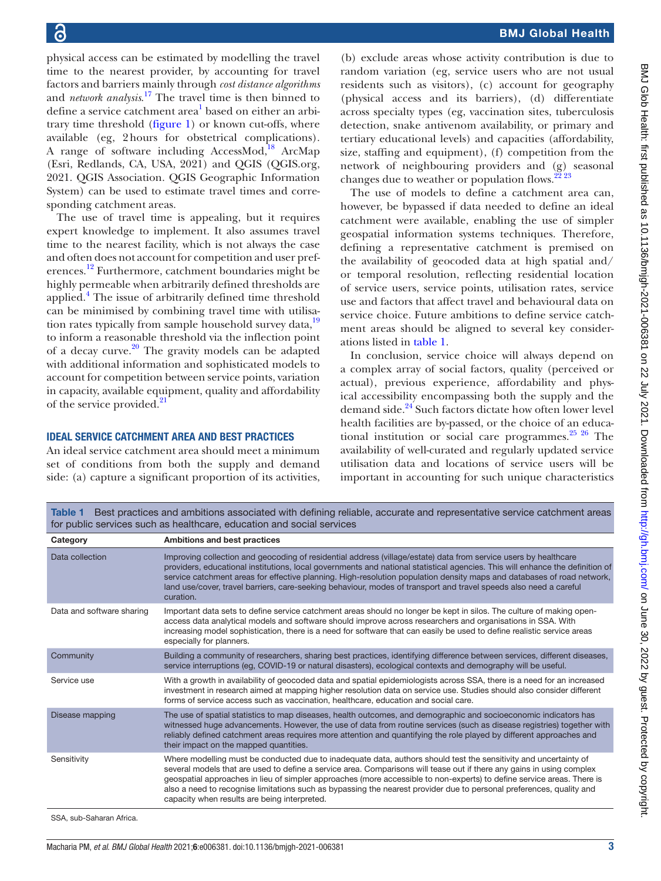physical access can be estimated by modelling the travel time to the nearest provider, by accounting for travel factors and barriers mainly through *cost distance algorithms* and *network analysis*.[17] The travel time is then binned to define a service catchment area[1] based on either an arbitrary time threshold (figure 1) or known cut-offs, where available (eg, 2 hours for obstetrical complications). A range of software including AccessMod,[18] ArcMap (Esri, Redlands, CA, USA, 2021) and QGIS (QGIS.org, 2021. QGIS Association. QGIS Geographic Information System) can be used to estimate travel times and corresponding catchment areas.

The use of travel time is appealing, but it requires expert knowledge to implement. It also assumes travel time to the nearest facility, which is not always the case and often does not account for competition and user preferences.[12] Furthermore, catchment boundaries might be highly permeable when arbitrarily defined thresholds are applied.[4] The issue of arbitrarily defined time threshold can be minimised by combining travel time with utilisation rates typically from sample household survey data,[19] to inform a reasonable threshold via the inflection point of a decay curve.[20] The gravity models can be adapted with additional information and sophisticated models to account for competition between service points, variation in capacity, available equipment, quality and affordability of the service provided.[21]

## IDEAL SERVICE CATCHMENT AREA AND BEST PRACTICES

An ideal service catchment area should meet a minimum set of conditions from both the supply and demand side: (a) capture a significant proportion of its activities, (b) exclude areas whose activity contribution is due to random variation (eg, service users who are not usual residents such as visitors), (c) account for geography (physical access and its barriers), (d) differentiate across specialty types (eg, vaccination sites, tuberculosis detection, snake antivenom availability, or primary and tertiary educational levels) and capacities (affordability, size, staffing and equipment), (f) competition from the network of neighbouring providers and (g) seasonal changes due to weather or population flows.[22 23]

The use of models to define a catchment area can, however, be bypassed if data needed to define an ideal catchment were available, enabling the use of simpler geospatial information systems techniques. Therefore, defining a representative catchment is premised on the availability of geocoded data at high spatial and/or temporal resolution, reflecting residential location of service users, service points, utilisation rates, service use and factors that affect travel and behavioural data on service choice. Future ambitions to define service catchment areas should be aligned to several key considerations listed in table 1.

In conclusion, service choice will always depend on a complex array of social factors, quality (perceived or actual), previous experience, affordability and physical accessibility encompassing both the supply and the demand side.[24] Such factors dictate how often lower level health facilities are by-passed, or the choice of an educational institution or social care programmes.[25 26] The availability of well-curated and regularly updated service utilisation data and locations of service users will be important in accounting for such unique characteristics

Table 1 Best practices and ambitions associated with defining reliable, accurate and representative service catchment areas for public services such as healthcare, education and social services

| Category | Ambitions and best practices |
|---|---|
| Data collection | Improving collection and geocoding of residential address (village/estate) data from service users by healthcare providers, educational institutions, local governments and national statistical agencies. This will enhance the definition of service catchment areas for effective planning. High-resolution population density maps and databases of road network, land use/cover, travel barriers, care-seeking behaviour, modes of transport and travel speeds also need a careful curation. |
| Data and software sharing | Important data sets to define service catchment areas should no longer be kept in silos. The culture of making open-access data analytical models and software should improve across researchers and organisations in SSA. With increasing model sophistication, there is a need for software that can easily be used to define realistic service areas especially for planners. |
| Community | Building a community of researchers, sharing best practices, identifying difference between services, different diseases, service interruptions (eg, COVID-19 or natural disasters), ecological contexts and demography will be useful. |
| Service use | With a growth in availability of geocoded data and spatial epidemiologists across SSA, there is a need for an increased investment in research aimed at mapping higher resolution data on service use. Studies should also consider different forms of service access such as vaccination, healthcare, education and social care. |
| Disease mapping | The use of spatial statistics to map diseases, health outcomes, and demographic and socioeconomic indicators has witnessed huge advancements. However, the use of data from routine services (such as disease registries) together with reliably defined catchment areas requires more attention and quantifying the role played by different approaches and their impact on the mapped quantities. |
| Sensitivity | Where modelling must be conducted due to inadequate data, authors should test the sensitivity and uncertainty of several models that are used to define a service area. Comparisons will tease out if there any gains in using complex geospatial approaches in lieu of simpler approaches (more accessible to non-experts) to define service areas. There is also a need to recognise limitations such as bypassing the nearest provider due to personal preferences, quality and capacity when results are being interpreted. |

SSA, sub-Saharan Africa.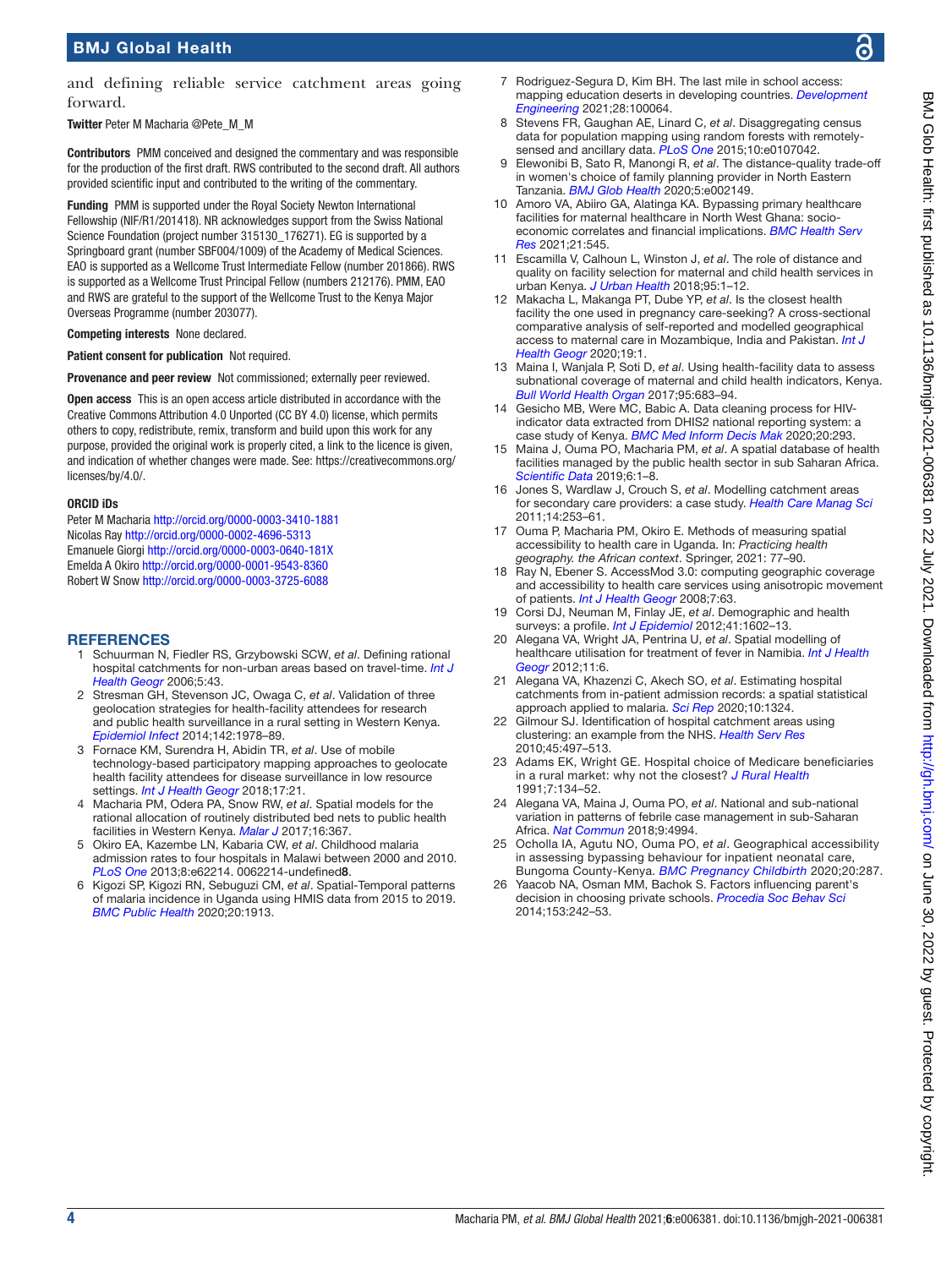and defining reliable service catchment areas going forward.

**Twitter** Peter M Macharia @Pete_M_M

**Contributors** PMM conceived and designed the commentary and was responsible for the production of the first draft. RWS contributed to the second draft. All authors provided scientific input and contributed to the writing of the commentary.

**Funding** PMM is supported under the Royal Society Newton International Fellowship (NIF/R1/201418). NR acknowledges support from the Swiss National Science Foundation (project number 315130_176271). EG is supported by a Springboard grant (number SBF004/1009) of the Academy of Medical Sciences. EAO is supported as a Wellcome Trust Intermediate Fellow (number 201866). RWS is supported as a Wellcome Trust Principal Fellow (numbers 212176). PMM, EAO and RWS are grateful to the support of the Wellcome Trust to the Kenya Major Overseas Programme (number 203077).

**Competing interests** None declared.

**Patient consent for publication** Not required.

**Provenance and peer review** Not commissioned; externally peer reviewed.

**Open access** This is an open access article distributed in accordance with the Creative Commons Attribution 4.0 Unported (CC BY 4.0) license, which permits others to copy, redistribute, remix, transform and build upon this work for any purpose, provided the original work is properly cited, a link to the licence is given, and indication of whether changes were made. See: https://creativecommons.org/licenses/by/4.0/.

**ORCID iDs**

Peter M Macharia http://orcid.org/0000-0003-3410-1881
Nicolas Ray http://orcid.org/0000-0002-4696-5313
Emanuele Giorgi http://orcid.org/0000-0003-0640-181X
Emelda A Okiro http://orcid.org/0000-0001-9543-8360
Robert W Snow http://orcid.org/0000-0003-3725-6088

## REFERENCES

1. Schuurman N, Fiedler RS, Grzybowski SCW, *et al*. Defining rational hospital catchments for non-urban areas based on travel-time. *Int J Health Geogr* 2006;5:43.
2. Stresman GH, Stevenson JC, Owaga C, *et al*. Validation of three geolocation strategies for health-facility attendees for research and public health surveillance in a rural setting in Western Kenya. *Epidemiol Infect* 2014;142:1978–89.
3. Fornace KM, Surendra H, Abidin TR, *et al*. Use of mobile technology-based participatory mapping approaches to geolocate health facility attendees for disease surveillance in low resource settings. *Int J Health Geogr* 2018;17:21.
4. Macharia PM, Odera PA, Snow RW, *et al*. Spatial models for the rational allocation of routinely distributed bed nets to public health facilities in Western Kenya. *Malar J* 2017;16:367.
5. Okiro EA, Kazembe LN, Kabaria CW, *et al*. Childhood malaria admission rates to four hospitals in Malawi between 2000 and 2010. *PLoS One* 2013;8:e62214. 0062214-undefined**8**.
6. Kigozi SP, Kigozi RN, Sebuguzi CM, *et al*. Spatial-Temporal patterns of malaria incidence in Uganda using HMIS data from 2015 to 2019. *BMC Public Health* 2020;20:1913.
7. Rodriguez-Segura D, Kim BH. The last mile in school access: mapping education deserts in developing countries. *Development Engineering* 2021;28:100064.
8. Stevens FR, Gaughan AE, Linard C, *et al*. Disaggregating census data for population mapping using random forests with remotely-sensed and ancillary data. *PLoS One* 2015;10:e0107042.
9. Elewonibi B, Sato R, Manongi R, *et al*. The distance-quality trade-off in women's choice of family planning provider in North Eastern Tanzania. *BMJ Glob Health* 2020;5:e002149.
10. Amoro VA, Abiiro GA, Alatinga KA. Bypassing primary healthcare facilities for maternal healthcare in North West Ghana: socio-economic correlates and financial implications. *BMC Health Serv Res* 2021;21:545.
11. Escamilla V, Calhoun L, Winston J, *et al*. The role of distance and quality on facility selection for maternal and child health services in urban Kenya. *J Urban Health* 2018;95:1–12.
12. Makacha L, Makanga PT, Dube YP, *et al*. Is the closest health facility the one used in pregnancy care-seeking? A cross-sectional comparative analysis of self-reported and modelled geographical access to maternal care in Mozambique, India and Pakistan. *Int J Health Geogr* 2020;19:1.
13. Maina I, Wanjala P, Soti D, *et al*. Using health-facility data to assess subnational coverage of maternal and child health indicators, Kenya. *Bull World Health Organ* 2017;95:683–94.
14. Gesicho MB, Were MC, Babic A. Data cleaning process for HIV-indicator data extracted from DHIS2 national reporting system: a case study of Kenya. *BMC Med Inform Decis Mak* 2020;20:293.
15. Maina J, Ouma PO, Macharia PM, *et al*. A spatial database of health facilities managed by the public health sector in sub Saharan Africa. *Scientific Data* 2019;6:1–8.
16. Jones S, Wardlaw J, Crouch S, *et al*. Modelling catchment areas for secondary care providers: a case study. *Health Care Manag Sci* 2011;14:253–61.
17. Ouma P, Macharia PM, Okiro E. Methods of measuring spatial accessibility to health care in Uganda. In: *Practicing health geography. the African context*. Springer, 2021: 77–90.
18. Ray N, Ebener S. AccessMod 3.0: computing geographic coverage and accessibility to health care services using anisotropic movement of patients. *Int J Health Geogr* 2008;7:63.
19. Corsi DJ, Neuman M, Finlay JE, *et al*. Demographic and health surveys: a profile. *Int J Epidemiol* 2012;41:1602–13.
20. Alegana VA, Wright JA, Pentrina U, *et al*. Spatial modelling of healthcare utilisation for treatment of fever in Namibia. *Int J Health Geogr* 2012;11:6.
21. Alegana VA, Khazenzi C, Akech SO, *et al*. Estimating hospital catchments from in-patient admission records: a spatial statistical approach applied to malaria. *Sci Rep* 2020;10:1324.
22. Gilmour SJ. Identification of hospital catchment areas using clustering: an example from the NHS. *Health Serv Res* 2010;45:497–513.
23. Adams EK, Wright GE. Hospital choice of Medicare beneficiaries in a rural market: why not the closest? *J Rural Health* 1991;7:134–52.
24. Alegana VA, Maina J, Ouma PO, *et al*. National and sub-national variation in patterns of febrile case management in sub-Saharan Africa. *Nat Commun* 2018;9:4994.
25. Ocholla IA, Agutu NO, Ouma PO, *et al*. Geographical accessibility in assessing bypassing behaviour for inpatient neonatal care, Bungoma County-Kenya. *BMC Pregnancy Childbirth* 2020;20:287.
26. Yaacob NA, Osman MM, Bachok S. Factors influencing parent's decision in choosing private schools. *Procedia Soc Behav Sci* 2014;153:242–53.